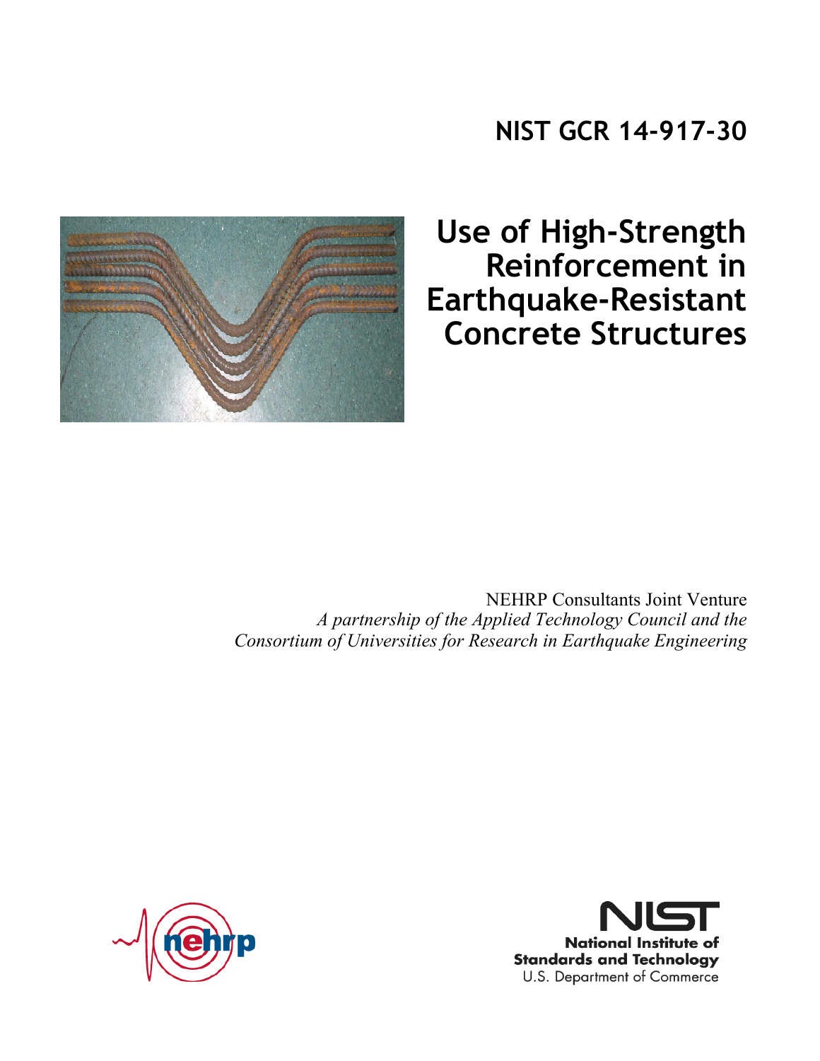NIST GCR 14-917-30

# Use of High-Strength Reinforcement in Earthquake-Resistant Concrete Structures

NEHRP Consultants Joint Venture

*A partnership of the Applied Technology Council and the Consortium of Universities for Research in Earthquake Engineering*

nehrp

NIST
National Institute of Standards and Technology
U.S. Department of Commerce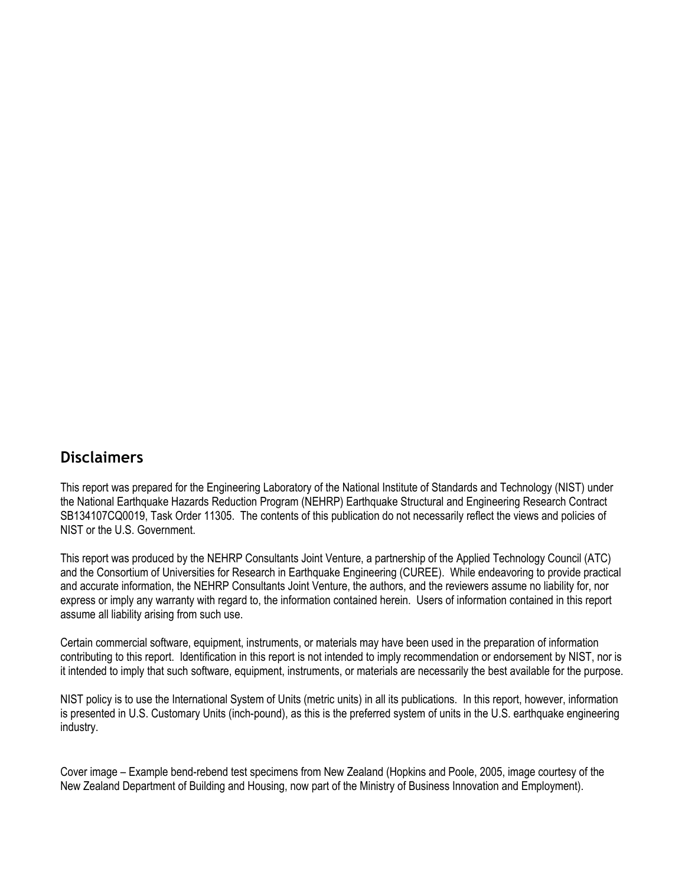## Disclaimers

This report was prepared for the Engineering Laboratory of the National Institute of Standards and Technology (NIST) under the National Earthquake Hazards Reduction Program (NEHRP) Earthquake Structural and Engineering Research Contract SB134107CQ0019, Task Order 11305. The contents of this publication do not necessarily reflect the views and policies of NIST or the U.S. Government.

This report was produced by the NEHRP Consultants Joint Venture, a partnership of the Applied Technology Council (ATC) and the Consortium of Universities for Research in Earthquake Engineering (CUREE). While endeavoring to provide practical and accurate information, the NEHRP Consultants Joint Venture, the authors, and the reviewers assume no liability for, nor express or imply any warranty with regard to, the information contained herein. Users of information contained in this report assume all liability arising from such use.

Certain commercial software, equipment, instruments, or materials may have been used in the preparation of information contributing to this report. Identification in this report is not intended to imply recommendation or endorsement by NIST, nor is it intended to imply that such software, equipment, instruments, or materials are necessarily the best available for the purpose.

NIST policy is to use the International System of Units (metric units) in all its publications. In this report, however, information is presented in U.S. Customary Units (inch-pound), as this is the preferred system of units in the U.S. earthquake engineering industry.

Cover image – Example bend-rebend test specimens from New Zealand (Hopkins and Poole, 2005, image courtesy of the New Zealand Department of Building and Housing, now part of the Ministry of Business Innovation and Employment).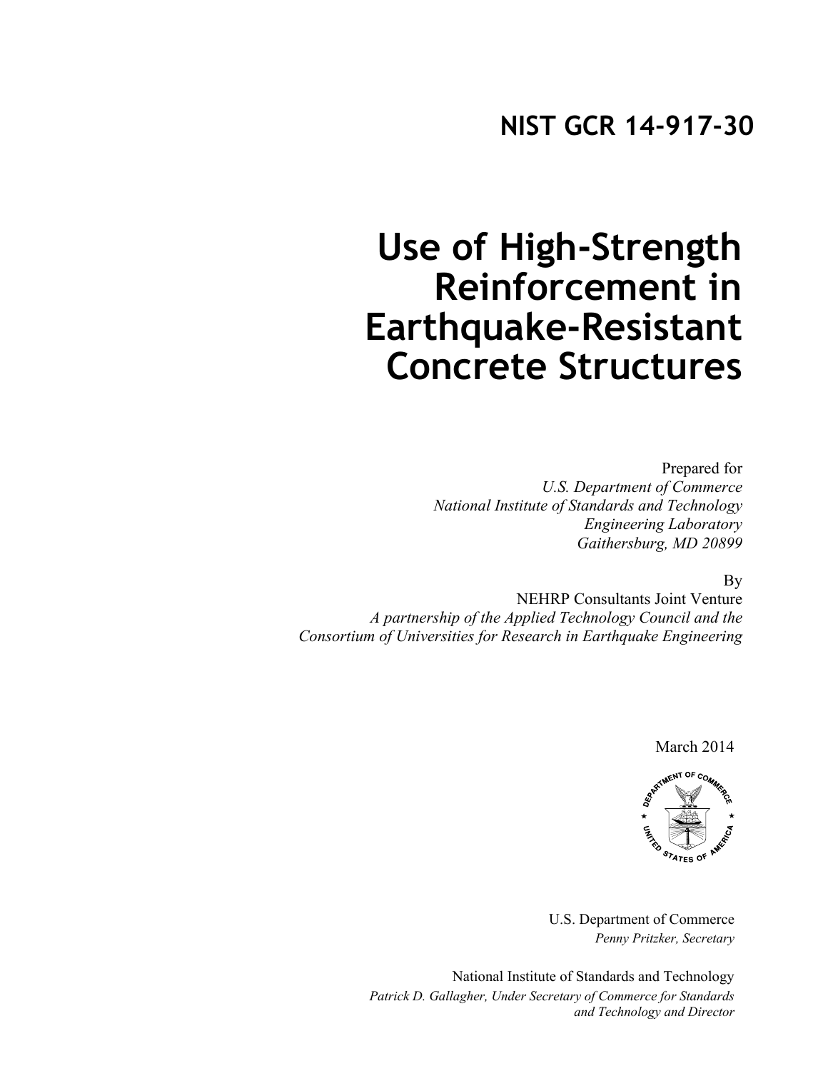# NIST GCR 14-917-30

# Use of High-Strength Reinforcement in Earthquake-Resistant Concrete Structures

Prepared for

*U.S. Department of Commerce*
*National Institute of Standards and Technology*
*Engineering Laboratory*
*Gaithersburg, MD 20899*

By

NEHRP Consultants Joint Venture
*A partnership of the Applied Technology Council and the*
*Consortium of Universities for Research in Earthquake Engineering*

March 2014

U.S. Department of Commerce
*Penny Pritzker, Secretary*

National Institute of Standards and Technology
*Patrick D. Gallagher, Under Secretary of Commerce for Standards and Technology and Director*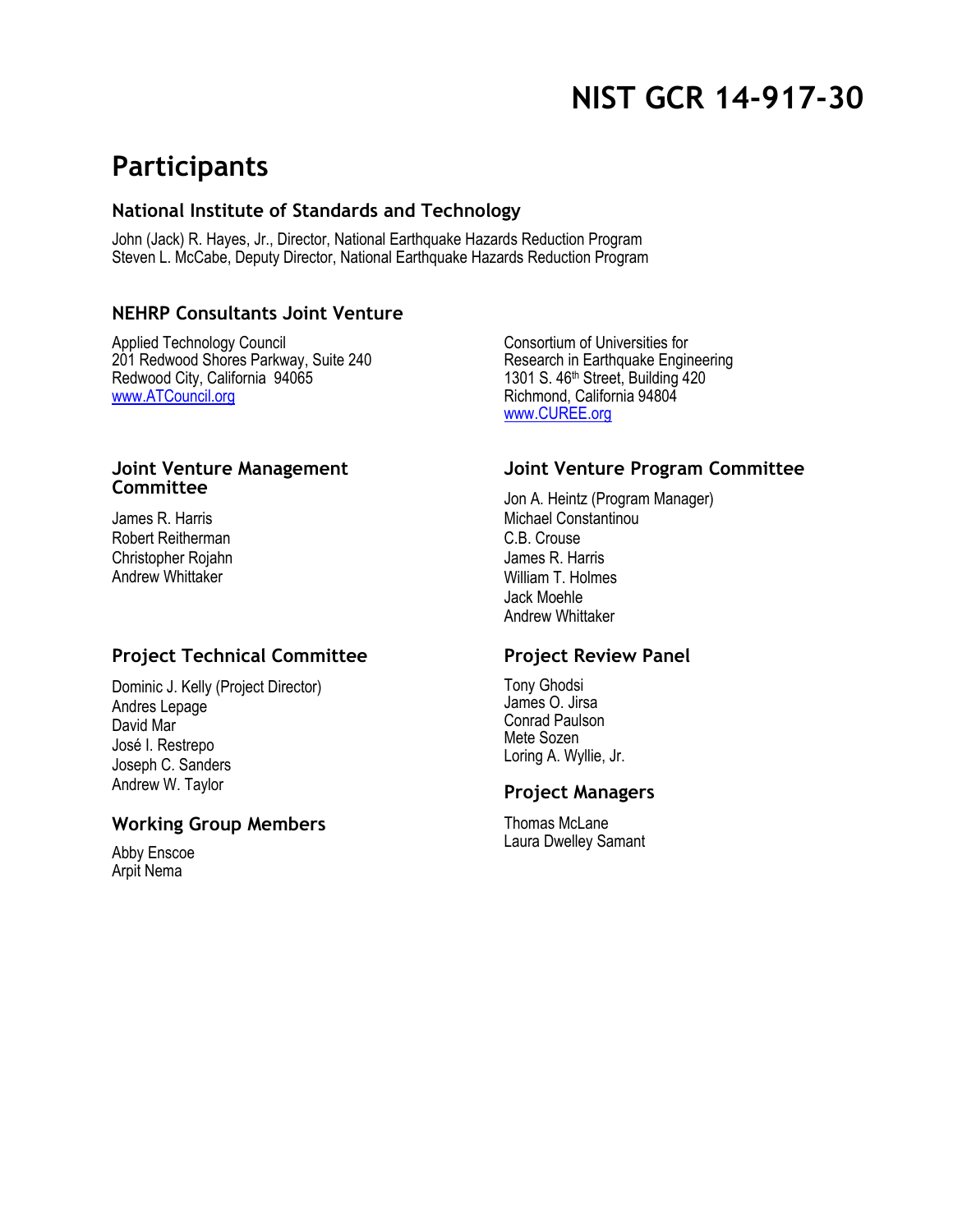# NIST GCR 14-917-30

## Participants

### National Institute of Standards and Technology

John (Jack) R. Hayes, Jr., Director, National Earthquake Hazards Reduction Program
Steven L. McCabe, Deputy Director, National Earthquake Hazards Reduction Program

### NEHRP Consultants Joint Venture

Applied Technology Council
201 Redwood Shores Parkway, Suite 240
Redwood City, California 94065
www.ATCouncil.org

Consortium of Universities for
Research in Earthquake Engineering
1301 S. 46th Street, Building 420
Richmond, California 94804
www.CUREE.org

### Joint Venture Management Committee

James R. Harris
Robert Reitherman
Christopher Rojahn
Andrew Whittaker

### Joint Venture Program Committee

Jon A. Heintz (Program Manager)
Michael Constantinou
C.B. Crouse
James R. Harris
William T. Holmes
Jack Moehle
Andrew Whittaker

### Project Technical Committee

Dominic J. Kelly (Project Director)
Andres Lepage
David Mar
José I. Restrepo
Joseph C. Sanders
Andrew W. Taylor

### Working Group Members

Abby Enscoe
Arpit Nema

### Project Review Panel

Tony Ghodsi
James O. Jirsa
Conrad Paulson
Mete Sozen
Loring A. Wyllie, Jr.

### Project Managers

Thomas McLane
Laura Dwelley Samant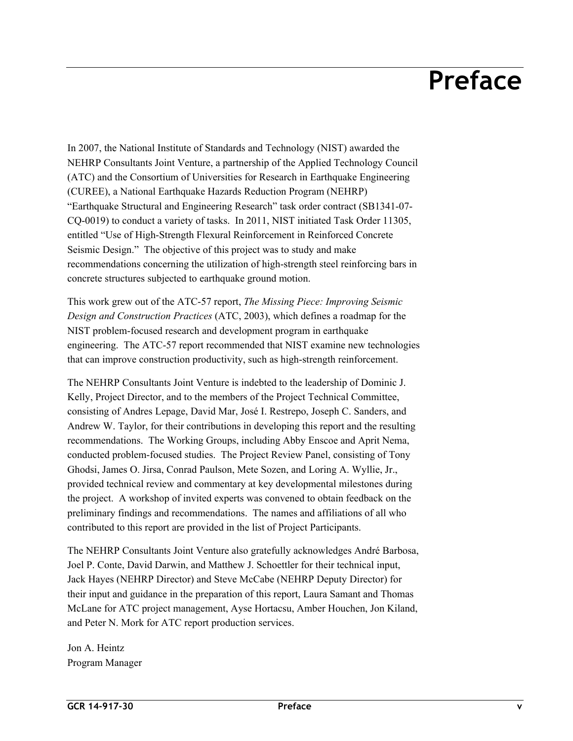# Preface

In 2007, the National Institute of Standards and Technology (NIST) awarded the NEHRP Consultants Joint Venture, a partnership of the Applied Technology Council (ATC) and the Consortium of Universities for Research in Earthquake Engineering (CUREE), a National Earthquake Hazards Reduction Program (NEHRP) "Earthquake Structural and Engineering Research" task order contract (SB1341-07-CQ-0019) to conduct a variety of tasks. In 2011, NIST initiated Task Order 11305, entitled "Use of High-Strength Flexural Reinforcement in Reinforced Concrete Seismic Design." The objective of this project was to study and make recommendations concerning the utilization of high-strength steel reinforcing bars in concrete structures subjected to earthquake ground motion.

This work grew out of the ATC-57 report, *The Missing Piece: Improving Seismic Design and Construction Practices* (ATC, 2003), which defines a roadmap for the NIST problem-focused research and development program in earthquake engineering. The ATC-57 report recommended that NIST examine new technologies that can improve construction productivity, such as high-strength reinforcement.

The NEHRP Consultants Joint Venture is indebted to the leadership of Dominic J. Kelly, Project Director, and to the members of the Project Technical Committee, consisting of Andres Lepage, David Mar, José I. Restrepo, Joseph C. Sanders, and Andrew W. Taylor, for their contributions in developing this report and the resulting recommendations. The Working Groups, including Abby Enscoe and Aprit Nema, conducted problem-focused studies. The Project Review Panel, consisting of Tony Ghodsi, James O. Jirsa, Conrad Paulson, Mete Sozen, and Loring A. Wyllie, Jr., provided technical review and commentary at key developmental milestones during the project. A workshop of invited experts was convened to obtain feedback on the preliminary findings and recommendations. The names and affiliations of all who contributed to this report are provided in the list of Project Participants.

The NEHRP Consultants Joint Venture also gratefully acknowledges André Barbosa, Joel P. Conte, David Darwin, and Matthew J. Schoettler for their technical input, Jack Hayes (NEHRP Director) and Steve McCabe (NEHRP Deputy Director) for their input and guidance in the preparation of this report, Laura Samant and Thomas McLane for ATC project management, Ayse Hortacsu, Amber Houchen, Jon Kiland, and Peter N. Mork for ATC report production services.

Jon A. Heintz
Program Manager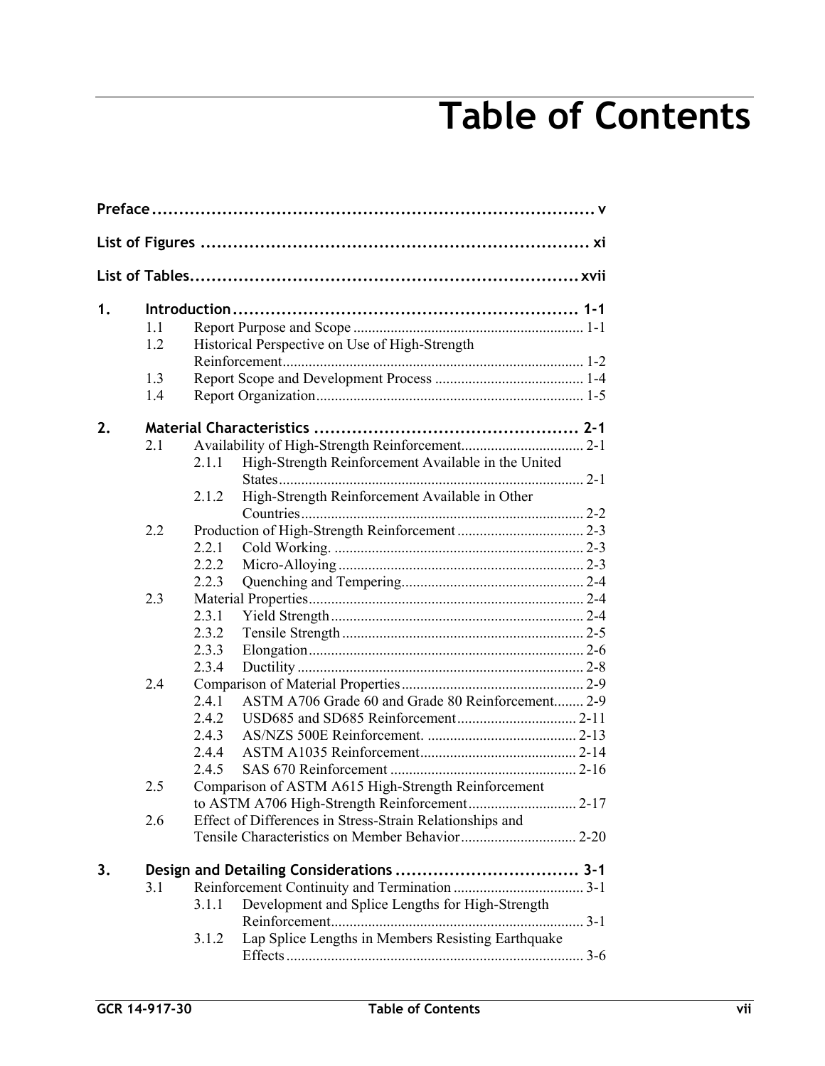# Table of Contents

**Preface** ..................................................................................... v

**List of Figures** ......................................................................... xi

**List of Tables** ......................................................................... xvii

**1. Introduction** ................................................................. 1-1

- 1.1 Report Purpose and Scope ............................................................. 1-1
- 1.2 Historical Perspective on Use of High-Strength Reinforcement ................................................................................ 1-2
- 1.3 Report Scope and Development Process ........................................ 1-4
- 1.4 Report Organization ....................................................................... 1-5

**2. Material Characteristics** ................................................ 2-1

- 2.1 Availability of High-Strength Reinforcement ................................. 2-1
  - 2.1.1 High-Strength Reinforcement Available in the United States ................................................................................. 2-1
  - 2.1.2 High-Strength Reinforcement Available in Other Countries ............................................................................ 2-2
- 2.2 Production of High-Strength Reinforcement .................................. 2-3
  - 2.2.1 Cold Working. .................................................................. 2-3
  - 2.2.2 Micro-Alloying ................................................................. 2-3
  - 2.2.3 Quenching and Tempering ................................................. 2-4
- 2.3 Material Properties .......................................................................... 2-4
  - 2.3.1 Yield Strength ................................................................... 2-4
  - 2.3.2 Tensile Strength ................................................................ 2-5
  - 2.3.3 Elongation ......................................................................... 2-6
  - 2.3.4 Ductility ............................................................................ 2-8
- 2.4 Comparison of Material Properties ................................................. 2-9
  - 2.4.1 ASTM A706 Grade 60 and Grade 80 Reinforcement ........ 2-9
  - 2.4.2 USD685 and SD685 Reinforcement ................................ 2-11
  - 2.4.3 AS/NZS 500E Reinforcement. ........................................ 2-13
  - 2.4.4 ASTM A1035 Reinforcement .......................................... 2-14
  - 2.4.5 SAS 670 Reinforcement .................................................. 2-16
- 2.5 Comparison of ASTM A615 High-Strength Reinforcement to ASTM A706 High-Strength Reinforcement ............................. 2-17
- 2.6 Effect of Differences in Stress-Strain Relationships and Tensile Characteristics on Member Behavior ............................... 2-20

**3. Design and Detailing Considerations** .................................. 3-1

- 3.1 Reinforcement Continuity and Termination ................................... 3-1
  - 3.1.1 Development and Splice Lengths for High-Strength Reinforcement .................................................................... 3-1
  - 3.1.2 Lap Splice Lengths in Members Resisting Earthquake Effects ................................................................................ 3-6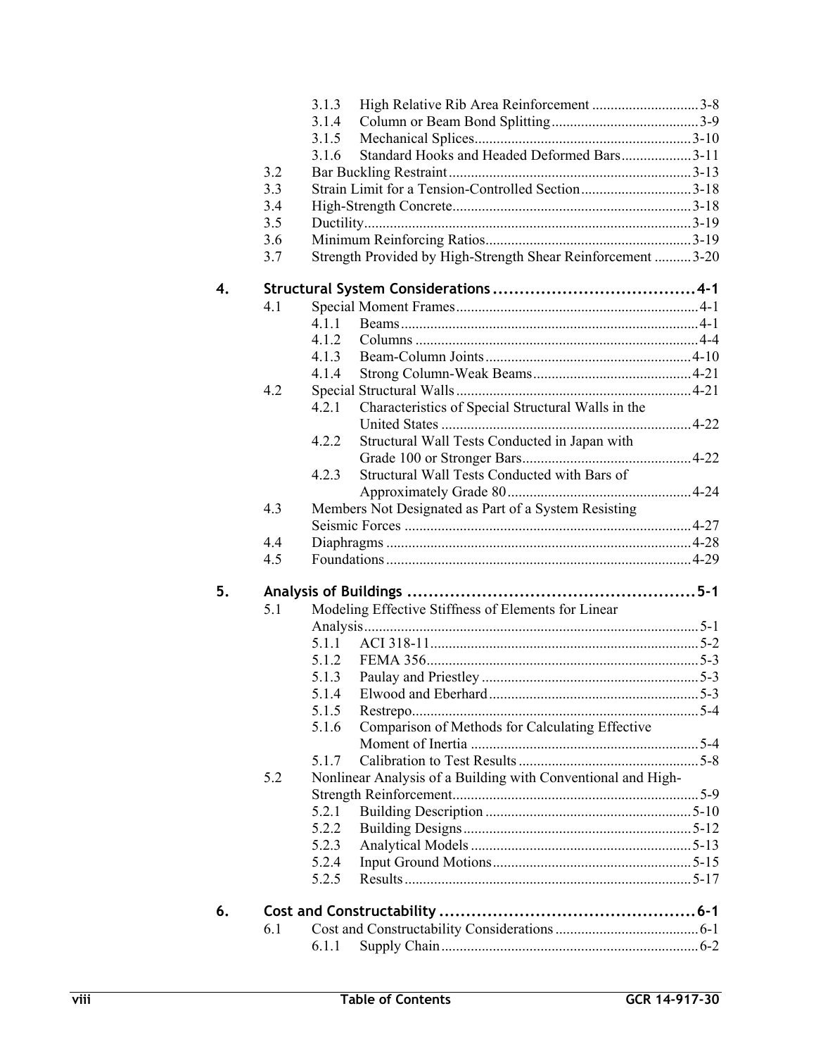- 3.1.3 High Relative Rib Area Reinforcement ............................ 3-8
- 3.1.4 Column or Beam Bond Splitting ........................................ 3-9
- 3.1.5 Mechanical Splices ........................................................... 3-10
- 3.1.6 Standard Hooks and Headed Deformed Bars ................... 3-11
- 3.2 Bar Buckling Restraint ............................................................... 3-13
- 3.3 Strain Limit for a Tension-Controlled Section ............................ 3-18
- 3.4 High-Strength Concrete ............................................................... 3-18
- 3.5 Ductility ....................................................................................... 3-19
- 3.6 Minimum Reinforcing Ratios ...................................................... 3-19
- 3.7 Strength Provided by High-Strength Shear Reinforcement .......... 3-20

**4. Structural System Considerations ...................................... 4-1**

- 4.1 Special Moment Frames ............................................................... 4-1
  - 4.1.1 Beams ................................................................................ 4-1
  - 4.1.2 Columns ............................................................................ 4-4
  - 4.1.3 Beam-Column Joints ........................................................ 4-10
  - 4.1.4 Strong Column-Weak Beams ........................................... 4-21
- 4.2 Special Structural Walls ............................................................... 4-21
  - 4.2.1 Characteristics of Special Structural Walls in the United States ................................................................... 4-22
  - 4.2.2 Structural Wall Tests Conducted in Japan with Grade 100 or Stronger Bars .............................................. 4-22
  - 4.2.3 Structural Wall Tests Conducted with Bars of Approximately Grade 80 ................................................. 4-24
- 4.3 Members Not Designated as Part of a System Resisting Seismic Forces ............................................................................. 4-27
- 4.4 Diaphragms ................................................................................. 4-28
- 4.5 Foundations ................................................................................. 4-29

**5. Analysis of Buildings ....................................................... 5-1**

- 5.1 Modeling Effective Stiffness of Elements for Linear Analysis ......................................................................................... 5-1
  - 5.1.1 ACI 318-11 ........................................................................ 5-2
  - 5.1.2 FEMA 356 ......................................................................... 5-3
  - 5.1.3 Paulay and Priestley .......................................................... 5-3
  - 5.1.4 Elwood and Eberhard ........................................................ 5-3
  - 5.1.5 Restrepo ............................................................................. 5-4
  - 5.1.6 Comparison of Methods for Calculating Effective Moment of Inertia ............................................................. 5-4
  - 5.1.7 Calibration to Test Results ................................................ 5-8
- 5.2 Nonlinear Analysis of a Building with Conventional and High-Strength Reinforcement .................................................................. 5-9
  - 5.2.1 Building Description ....................................................... 5-10
  - 5.2.2 Building Designs ............................................................. 5-12
  - 5.2.3 Analytical Models ........................................................... 5-13
  - 5.2.4 Input Ground Motions ...................................................... 5-15
  - 5.2.5 Results ............................................................................. 5-17

**6. Cost and Constructability ................................................ 6-1**

- 6.1 Cost and Constructability Considerations ...................................... 6-1
  - 6.1.1 Supply Chain ..................................................................... 6-2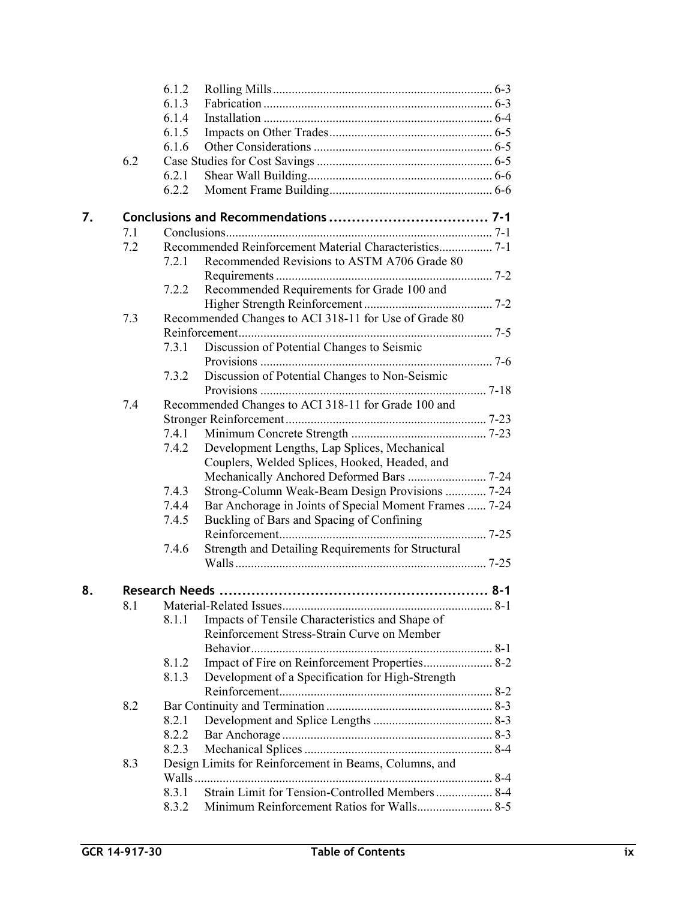6.1.2 Rolling Mills ...................................................................... 6-3
6.1.3 Fabrication ......................................................................... 6-3
6.1.4 Installation ......................................................................... 6-4
6.1.5 Impacts on Other Trades .................................................... 6-5
6.1.6 Other Considerations .......................................................... 6-5
6.2 Case Studies for Cost Savings ......................................................... 6-5
6.2.1 Shear Wall Building ............................................................ 6-6
6.2.2 Moment Frame Building ..................................................... 6-6

**7. Conclusions and Recommendations ................................... 7-1**
7.1 Conclusions ...................................................................................... 7-1
7.2 Recommended Reinforcement Material Characteristics ................. 7-1
7.2.1 Recommended Revisions to ASTM A706 Grade 80 Requirements ..................................................................... 7-2
7.2.2 Recommended Requirements for Grade 100 and Higher Strength Reinforcement ......................................... 7-2
7.3 Recommended Changes to ACI 318-11 for Use of Grade 80 Reinforcement ................................................................................. 7-5
7.3.1 Discussion of Potential Changes to Seismic Provisions .......................................................................... 7-6
7.3.2 Discussion of Potential Changes to Non-Seismic Provisions ........................................................................ 7-18
7.4 Recommended Changes to ACI 318-11 for Grade 100 and Stronger Reinforcement ................................................................ 7-23
7.4.1 Minimum Concrete Strength ........................................... 7-23
7.4.2 Development Lengths, Lap Splices, Mechanical Couplers, Welded Splices, Hooked, Headed, and Mechanically Anchored Deformed Bars ......................... 7-24
7.4.3 Strong-Column Weak-Beam Design Provisions ............. 7-24
7.4.4 Bar Anchorage in Joints of Special Moment Frames ...... 7-24
7.4.5 Buckling of Bars and Spacing of Confining Reinforcement .................................................................. 7-25
7.4.6 Strength and Detailing Requirements for Structural Walls ................................................................................ 7-25

**8. Research Needs ............................................................ 8-1**
8.1 Material-Related Issues ................................................................... 8-1
8.1.1 Impacts of Tensile Characteristics and Shape of Reinforcement Stress-Strain Curve on Member Behavior ............................................................................ 8-1
8.1.2 Impact of Fire on Reinforcement Properties ...................... 8-2
8.1.3 Development of a Specification for High-Strength Reinforcement .................................................................... 8-2
8.2 Bar Continuity and Termination ..................................................... 8-3
8.2.1 Development and Splice Lengths ...................................... 8-3
8.2.2 Bar Anchorage ................................................................... 8-3
8.2.3 Mechanical Splices ............................................................ 8-4
8.3 Design Limits for Reinforcement in Beams, Columns, and Walls ............................................................................................... 8-4
8.3.1 Strain Limit for Tension-Controlled Members .................. 8-4
8.3.2 Minimum Reinforcement Ratios for Walls ........................ 8-5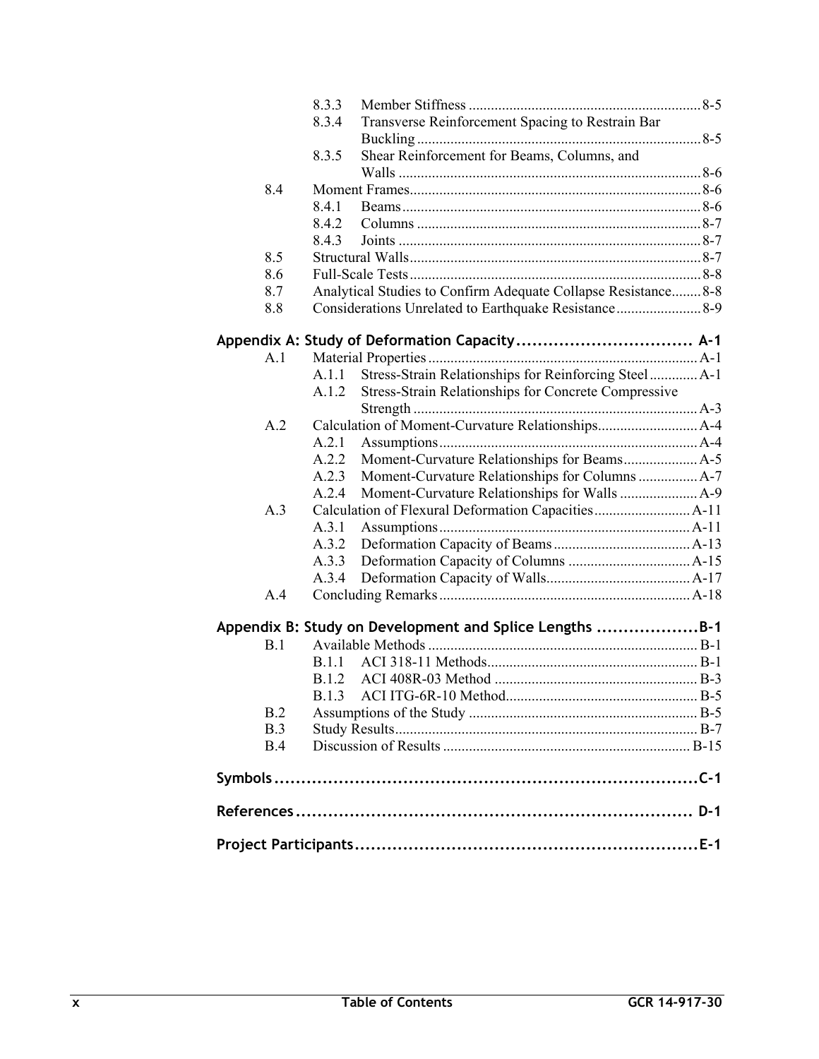- 8.3.3 Member Stiffness ... 8-5
- 8.3.4 Transverse Reinforcement Spacing to Restrain Bar Buckling ... 8-5
- 8.3.5 Shear Reinforcement for Beams, Columns, and Walls ... 8-6

8.4 Moment Frames ... 8-6
- 8.4.1 Beams ... 8-6
- 8.4.2 Columns ... 8-7
- 8.4.3 Joints ... 8-7

8.5 Structural Walls ... 8-7

8.6 Full-Scale Tests ... 8-8

8.7 Analytical Studies to Confirm Adequate Collapse Resistance ... 8-8

8.8 Considerations Unrelated to Earthquake Resistance ... 8-9

**Appendix A: Study of Deformation Capacity ... A-1**

A.1 Material Properties ... A-1
- A.1.1 Stress-Strain Relationships for Reinforcing Steel ... A-1
- A.1.2 Stress-Strain Relationships for Concrete Compressive Strength ... A-3

A.2 Calculation of Moment-Curvature Relationships ... A-4
- A.2.1 Assumptions ... A-4
- A.2.2 Moment-Curvature Relationships for Beams ... A-5
- A.2.3 Moment-Curvature Relationships for Columns ... A-7
- A.2.4 Moment-Curvature Relationships for Walls ... A-9

A.3 Calculation of Flexural Deformation Capacities ... A-11
- A.3.1 Assumptions ... A-11
- A.3.2 Deformation Capacity of Beams ... A-13
- A.3.3 Deformation Capacity of Columns ... A-15
- A.3.4 Deformation Capacity of Walls ... A-17

A.4 Concluding Remarks ... A-18

**Appendix B: Study on Development and Splice Lengths ... B-1**

B.1 Available Methods ... B-1
- B.1.1 ACI 318-11 Methods ... B-1
- B.1.2 ACI 408R-03 Method ... B-3
- B.1.3 ACI ITG-6R-10 Method ... B-5

B.2 Assumptions of the Study ... B-5

B.3 Study Results ... B-7

B.4 Discussion of Results ... B-15

**Symbols ... C-1**

**References ... D-1**

**Project Participants ... E-1**